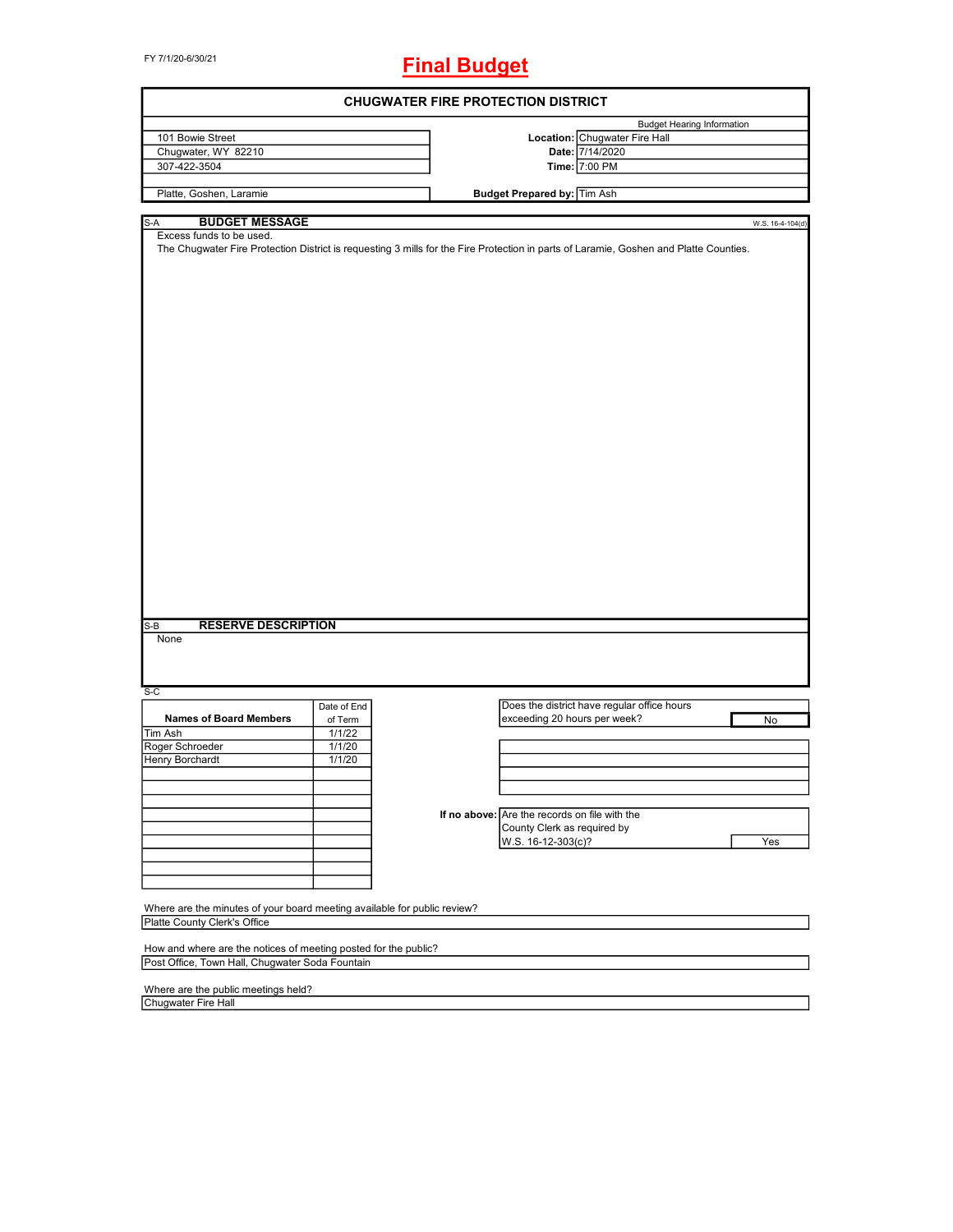FY 7/1/20-6/30/21

# Final Budget

## CHUGWATER FIRE PROTECTION DISTRICT

| | | Budget Hearing Information |
|---|---|---|
| 101 Bowie Street | **Location:** | Chugwater Fire Hall |
| Chugwater, WY 82210 | **Date:** | 7/14/2020 |
| 307-422-3504 | **Time:** | 7:00 PM |
| Platte, Goshen, Laramie | **Budget Prepared by:** | Tim Ash |

S-A **BUDGET MESSAGE** W.S. 16-4-104(d)

Excess funds to be used.

The Chugwater Fire Protection District is requesting 3 mills for the Fire Protection in parts of Laramie, Goshen and Platte Counties.

S-B **RESERVE DESCRIPTION**

None

S-C

| Names of Board Members | Date of End of Term |
|---|---|
| Tim Ash | 1/1/22 |
| Roger Schroeder | 1/1/20 |
| Henry Borchardt | 1/1/20 |

Does the district have regular office hours exceeding 20 hours per week? **No**

**If no above:** Are the records on file with the County Clerk as required by W.S. 16-12-303(c)? **Yes**

Where are the minutes of your board meeting available for public review?

Platte County Clerk's Office

How and where are the notices of meeting posted for the public?

Post Office, Town Hall, Chugwater Soda Fountain

Where are the public meetings held?

Chugwater Fire Hall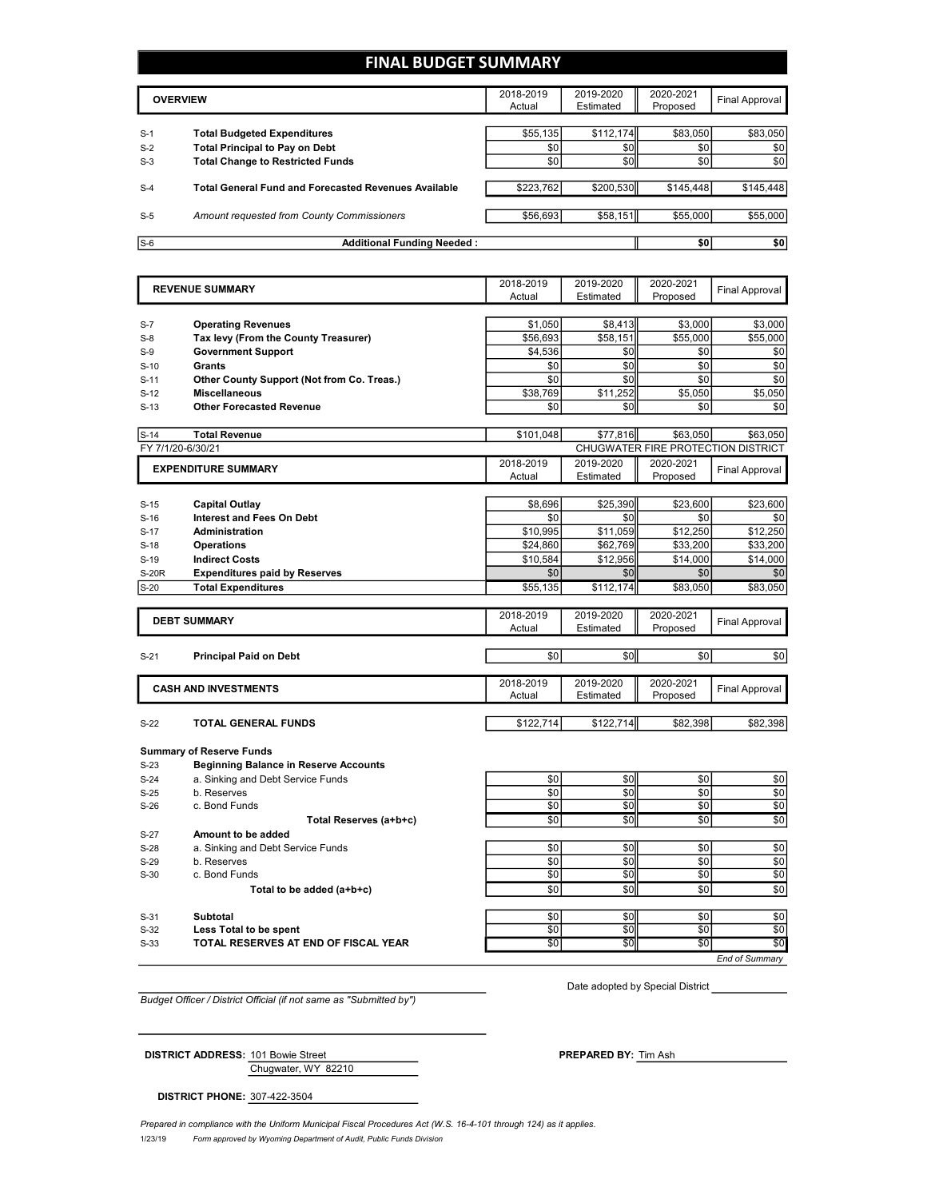# FINAL BUDGET SUMMARY

| | OVERVIEW | 2018-2019 Actual | 2019-2020 Estimated | 2020-2021 Proposed | Final Approval |
|---|---|---|---|---|---|
| S-1 | **Total Budgeted Expenditures** | $55,135 | $112,174 | $83,050 | $83,050 |
| S-2 | **Total Principal to Pay on Debt** | $0 | $0 | $0 | $0 |
| S-3 | **Total Change to Restricted Funds** | $0 | $0 | $0 | $0 |
| S-4 | **Total General Fund and Forecasted Revenues Available** | $223,762 | $200,530 | $145,448 | $145,448 |
| S-5 | *Amount requested from County Commissioners* | $56,693 | $58,151 | $55,000 | $55,000 |
| S-6 | **Additional Funding Needed :** | | | **$0** | **$0** |

| | REVENUE SUMMARY | 2018-2019 Actual | 2019-2020 Estimated | 2020-2021 Proposed | Final Approval |
|---|---|---|---|---|---|
| S-7 | **Operating Revenues** | $1,050 | $8,413 | $3,000 | $3,000 |
| S-8 | **Tax levy (From the County Treasurer)** | $56,693 | $58,151 | $55,000 | $55,000 |
| S-9 | **Government Support** | $4,536 | $0 | $0 | $0 |
| S-10 | **Grants** | $0 | $0 | $0 | $0 |
| S-11 | **Other County Support (Not from Co. Treas.)** | $0 | $0 | $0 | $0 |
| S-12 | **Miscellaneous** | $38,769 | $11,252 | $5,050 | $5,050 |
| S-13 | **Other Forecasted Revenue** | $0 | $0 | $0 | $0 |
| S-14 | **Total Revenue** | $101,048 | $77,816 | $63,050 | $63,050 |

FY 7/1/20-6/30/21 — CHUGWATER FIRE PROTECTION DISTRICT

| | EXPENDITURE SUMMARY | 2018-2019 Actual | 2019-2020 Estimated | 2020-2021 Proposed | Final Approval |
|---|---|---|---|---|---|
| S-15 | **Capital Outlay** | $8,696 | $25,390 | $23,600 | $23,600 |
| S-16 | **Interest and Fees On Debt** | $0 | $0 | $0 | $0 |
| S-17 | **Administration** | $10,995 | $11,059 | $12,250 | $12,250 |
| S-18 | **Operations** | $24,860 | $62,769 | $33,200 | $33,200 |
| S-19 | **Indirect Costs** | $10,584 | $12,956 | $14,000 | $14,000 |
| S-20R | **Expenditures paid by Reserves** | $0 | $0 | $0 | $0 |
| S-20 | **Total Expenditures** | $55,135 | $112,174 | $83,050 | $83,050 |

| | DEBT SUMMARY | 2018-2019 Actual | 2019-2020 Estimated | 2020-2021 Proposed | Final Approval |
|---|---|---|---|---|---|
| S-21 | **Principal Paid on Debt** | $0 | $0 | $0 | $0 |

| | CASH AND INVESTMENTS | 2018-2019 Actual | 2019-2020 Estimated | 2020-2021 Proposed | Final Approval |
|---|---|---|---|---|---|
| S-22 | **TOTAL GENERAL FUNDS** | $122,714 | $122,714 | $82,398 | $82,398 |
| | **Summary of Reserve Funds** | | | | |
| S-23 | **Beginning Balance in Reserve Accounts** | | | | |
| S-24 | a. Sinking and Debt Service Funds | $0 | $0 | $0 | $0 |
| S-25 | b. Reserves | $0 | $0 | $0 | $0 |
| S-26 | c. Bond Funds | $0 | $0 | $0 | $0 |
| | **Total Reserves (a+b+c)** | $0 | $0 | $0 | $0 |
| S-27 | **Amount to be added** | | | | |
| S-28 | a. Sinking and Debt Service Funds | $0 | $0 | $0 | $0 |
| S-29 | b. Reserves | $0 | $0 | $0 | $0 |
| S-30 | c. Bond Funds | $0 | $0 | $0 | $0 |
| | **Total to be added (a+b+c)** | $0 | $0 | $0 | $0 |
| S-31 | **Subtotal** | $0 | $0 | $0 | $0 |
| S-32 | **Less Total to be spent** | $0 | $0 | $0 | $0 |
| S-33 | **TOTAL RESERVES AT END OF FISCAL YEAR** | $0 | $0 | $0 | $0 |

*End of Summary*

*Budget Officer / District Official (if not same as "Submitted by")*

Date adopted by Special District ____________

**DISTRICT ADDRESS:** 101 Bowie Street
Chugwater, WY 82210

**PREPARED BY:** Tim Ash

**DISTRICT PHONE:** 307-422-3504

*Prepared in compliance with the Uniform Municipal Fiscal Procedures Act (W.S. 16-4-101 through 124) as it applies.*

1/23/19 *Form approved by Wyoming Department of Audit, Public Funds Division*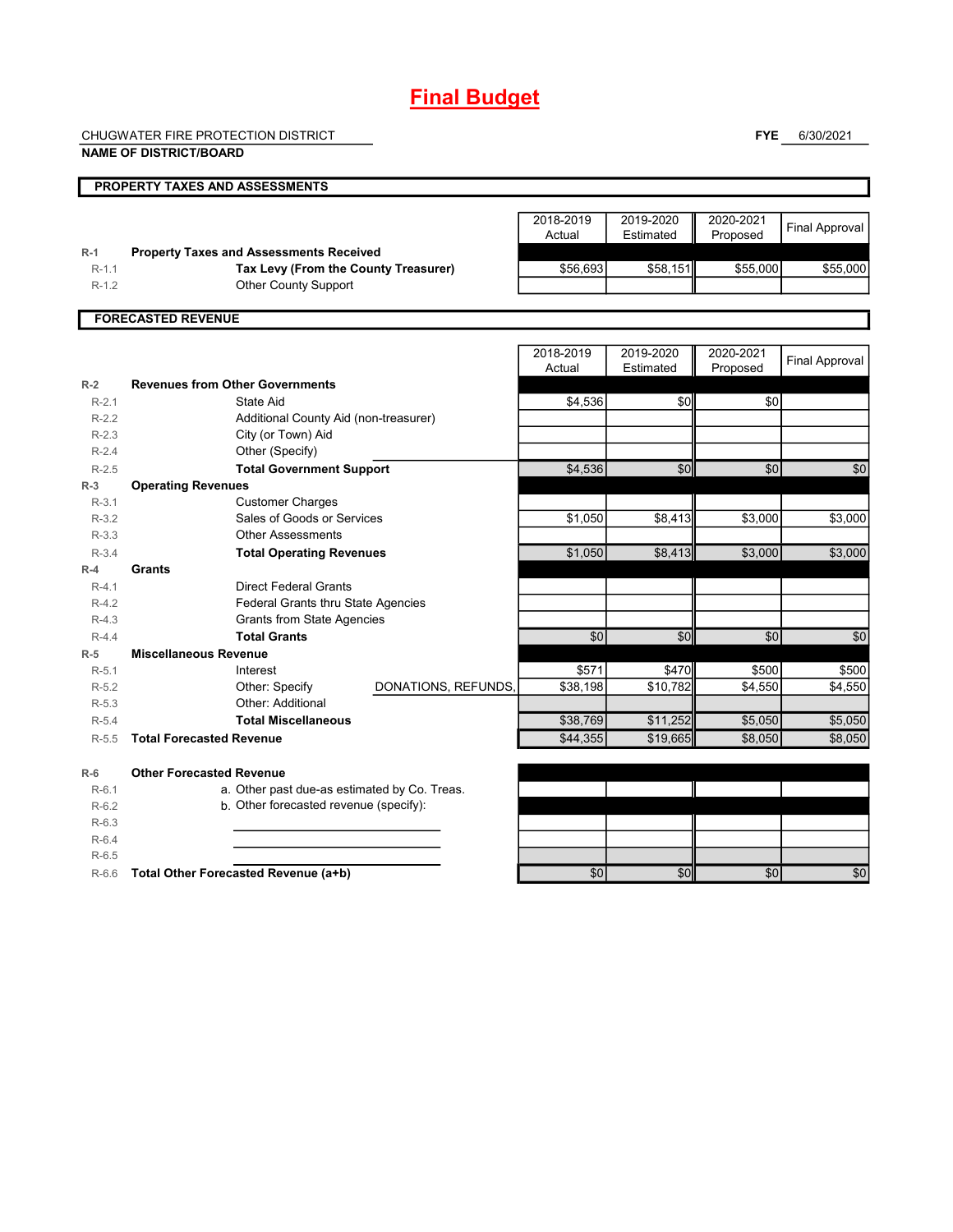# **Final Budget**

CHUGWATER FIRE PROTECTION DISTRICT

**NAME OF DISTRICT/BOARD**

**FYE** 6/30/2021

## PROPERTY TAXES AND ASSESSMENTS

| | | 2018-2019 Actual | 2019-2020 Estimated | 2020-2021 Proposed | Final Approval |
|---|---|---|---|---|---|
| **R-1** | **Property Taxes and Assessments Received** | | | | |
| R-1.1 | **Tax Levy (From the County Treasurer)** | $56,693 | $58,151 | $55,000 | $55,000 |
| R-1.2 | Other County Support | | | | |

## FORECASTED REVENUE

| | | 2018-2019 Actual | 2019-2020 Estimated | 2020-2021 Proposed | Final Approval |
|---|---|---|---|---|---|
| **R-2** | **Revenues from Other Governments** | | | | |
| R-2.1 | State Aid | $4,536 | $0 | $0 | |
| R-2.2 | Additional County Aid (non-treasurer) | | | | |
| R-2.3 | City (or Town) Aid | | | | |
| R-2.4 | Other (Specify) | | | | |
| R-2.5 | **Total Government Support** | $4,536 | $0 | $0 | $0 |
| **R-3** | **Operating Revenues** | | | | |
| R-3.1 | Customer Charges | | | | |
| R-3.2 | Sales of Goods or Services | $1,050 | $8,413 | $3,000 | $3,000 |
| R-3.3 | Other Assessments | | | | |
| R-3.4 | **Total Operating Revenues** | $1,050 | $8,413 | $3,000 | $3,000 |
| **R-4** | **Grants** | | | | |
| R-4.1 | Direct Federal Grants | | | | |
| R-4.2 | Federal Grants thru State Agencies | | | | |
| R-4.3 | Grants from State Agencies | | | | |
| R-4.4 | **Total Grants** | $0 | $0 | $0 | $0 |
| **R-5** | **Miscellaneous Revenue** | | | | |
| R-5.1 | Interest | $571 | $470 | $500 | $500 |
| R-5.2 | Other: Specify DONATIONS, REFUNDS, | $38,198 | $10,782 | $4,550 | $4,550 |
| R-5.3 | Other: Additional | | | | |
| R-5.4 | **Total Miscellaneous** | $38,769 | $11,252 | $5,050 | $5,050 |
| R-5.5 | **Total Forecasted Revenue** | $44,355 | $19,665 | $8,050 | $8,050 |
| | | | | | |
| **R-6** | **Other Forecasted Revenue** | | | | |
| R-6.1 | a. Other past due-as estimated by Co. Treas. | | | | |
| R-6.2 | b. Other forecasted revenue (specify): | | | | |
| R-6.3 | | | | | |
| R-6.4 | | | | | |
| R-6.5 | | | | | |
| R-6.6 | **Total Other Forecasted Revenue (a+b)** | $0 | $0 | $0 | $0 |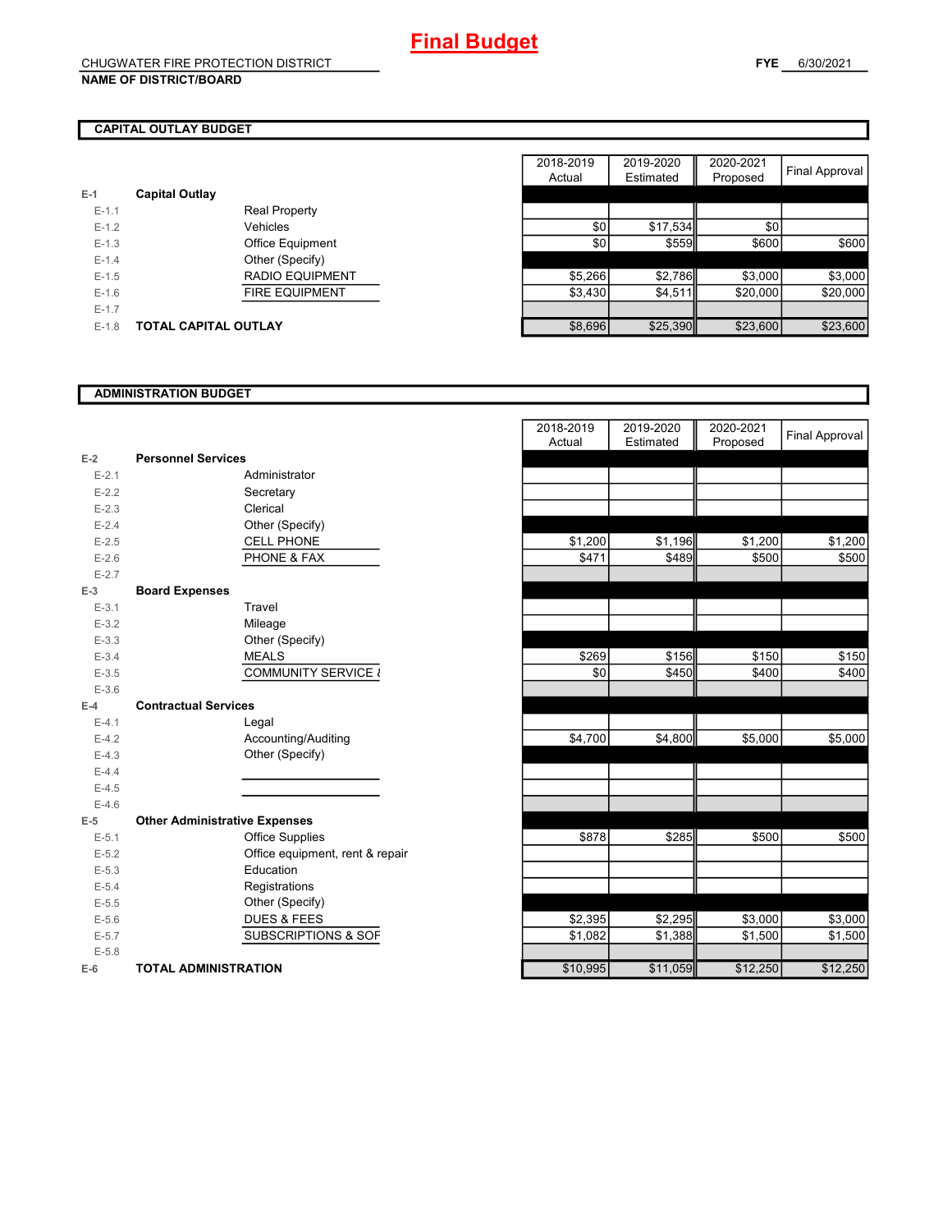# Final Budget

CHUGWATER FIRE PROTECTION DISTRICT

**NAME OF DISTRICT/BOARD**

**FYE** 6/30/2021

## CAPITAL OUTLAY BUDGET

| | | | 2018-2019 Actual | 2019-2020 Estimated | 2020-2021 Proposed | Final Approval |
|---|---|---|---|---|---|---|
| **E-1** | **Capital Outlay** | | | | | |
| E-1.1 | | Real Property | | | | |
| E-1.2 | | Vehicles | $0 | $17,534 | $0 | |
| E-1.3 | | Office Equipment | $0 | $559 | $600 | $600 |
| E-1.4 | | Other (Specify) | | | | |
| E-1.5 | | RADIO EQUIPMENT | $5,266 | $2,786 | $3,000 | $3,000 |
| E-1.6 | | FIRE EQUIPMENT | $3,430 | $4,511 | $20,000 | $20,000 |
| E-1.7 | | | | | | |
| E-1.8 | **TOTAL CAPITAL OUTLAY** | | $8,696 | $25,390 | $23,600 | $23,600 |

## ADMINISTRATION BUDGET

| | | | 2018-2019 Actual | 2019-2020 Estimated | 2020-2021 Proposed | Final Approval |
|---|---|---|---|---|---|---|
| **E-2** | **Personnel Services** | | | | | |
| E-2.1 | | Administrator | | | | |
| E-2.2 | | Secretary | | | | |
| E-2.3 | | Clerical | | | | |
| E-2.4 | | Other (Specify) | | | | |
| E-2.5 | | CELL PHONE | $1,200 | $1,196 | $1,200 | $1,200 |
| E-2.6 | | PHONE & FAX | $471 | $489 | $500 | $500 |
| E-2.7 | | | | | | |
| **E-3** | **Board Expenses** | | | | | |
| E-3.1 | | Travel | | | | |
| E-3.2 | | Mileage | | | | |
| E-3.3 | | Other (Specify) | | | | |
| E-3.4 | | MEALS | $269 | $156 | $150 | $150 |
| E-3.5 | | COMMUNITY SERVICE & | $0 | $450 | $400 | $400 |
| E-3.6 | | | | | | |
| **E-4** | **Contractual Services** | | | | | |
| E-4.1 | | Legal | | | | |
| E-4.2 | | Accounting/Auditing | $4,700 | $4,800 | $5,000 | $5,000 |
| E-4.3 | | Other (Specify) | | | | |
| E-4.4 | | | | | | |
| E-4.5 | | | | | | |
| E-4.6 | | | | | | |
| **E-5** | **Other Administrative Expenses** | | | | | |
| E-5.1 | | Office Supplies | $878 | $285 | $500 | $500 |
| E-5.2 | | Office equipment, rent & repair | | | | |
| E-5.3 | | Education | | | | |
| E-5.4 | | Registrations | | | | |
| E-5.5 | | Other (Specify) | | | | |
| E-5.6 | | DUES & FEES | $2,395 | $2,295 | $3,000 | $3,000 |
| E-5.7 | | SUBSCRIPTIONS & SOF | $1,082 | $1,388 | $1,500 | $1,500 |
| E-5.8 | | | | | | |
| **E-6** | **TOTAL ADMINISTRATION** | | $10,995 | $11,059 | $12,250 | $12,250 |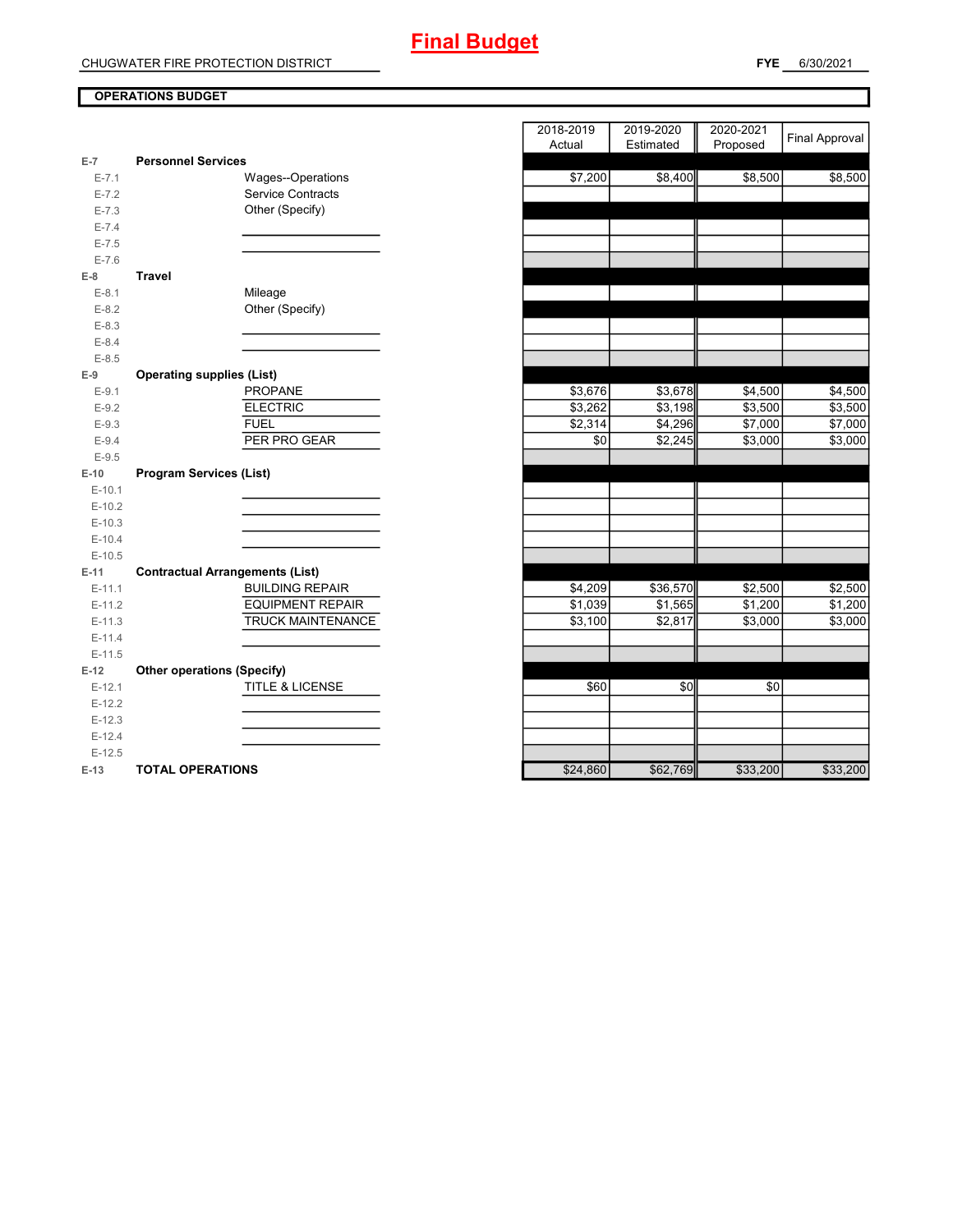# Final Budget

CHUGWATER FIRE PROTECTION DISTRICT

**FYE** 6/30/2021

**OPERATIONS BUDGET**

| | | | 2018-2019 Actual | 2019-2020 Estimated | 2020-2021 Proposed | Final Approval |
|---|---|---|---|---|---|---|
| E-7 | **Personnel Services** | | | | | |
| E-7.1 | | Wages--Operations | $7,200 | $8,400 | $8,500 | $8,500 |
| E-7.2 | | Service Contracts | | | | |
| E-7.3 | | Other (Specify) | | | | |
| E-7.4 | | | | | | |
| E-7.5 | | | | | | |
| E-7.6 | | | | | | |
| E-8 | **Travel** | | | | | |
| E-8.1 | | Mileage | | | | |
| E-8.2 | | Other (Specify) | | | | |
| E-8.3 | | | | | | |
| E-8.4 | | | | | | |
| E-8.5 | | | | | | |
| E-9 | **Operating supplies (List)** | | | | | |
| E-9.1 | | PROPANE | $3,676 | $3,678 | $4,500 | $4,500 |
| E-9.2 | | ELECTRIC | $3,262 | $3,198 | $3,500 | $3,500 |
| E-9.3 | | FUEL | $2,314 | $4,296 | $7,000 | $7,000 |
| E-9.4 | | PER PRO GEAR | $0 | $2,245 | $3,000 | $3,000 |
| E-9.5 | | | | | | |
| E-10 | **Program Services (List)** | | | | | |
| E-10.1 | | | | | | |
| E-10.2 | | | | | | |
| E-10.3 | | | | | | |
| E-10.4 | | | | | | |
| E-10.5 | | | | | | |
| E-11 | **Contractual Arrangements (List)** | | | | | |
| E-11.1 | | BUILDING REPAIR | $4,209 | $36,570 | $2,500 | $2,500 |
| E-11.2 | | EQUIPMENT REPAIR | $1,039 | $1,565 | $1,200 | $1,200 |
| E-11.3 | | TRUCK MAINTENANCE | $3,100 | $2,817 | $3,000 | $3,000 |
| E-11.4 | | | | | | |
| E-11.5 | | | | | | |
| E-12 | **Other operations (Specify)** | | | | | |
| E-12.1 | | TITLE & LICENSE | $60 | $0 | $0 | |
| E-12.2 | | | | | | |
| E-12.3 | | | | | | |
| E-12.4 | | | | | | |
| E-12.5 | | | | | | |
| E-13 | **TOTAL OPERATIONS** | | $24,860 | $62,769 | $33,200 | $33,200 |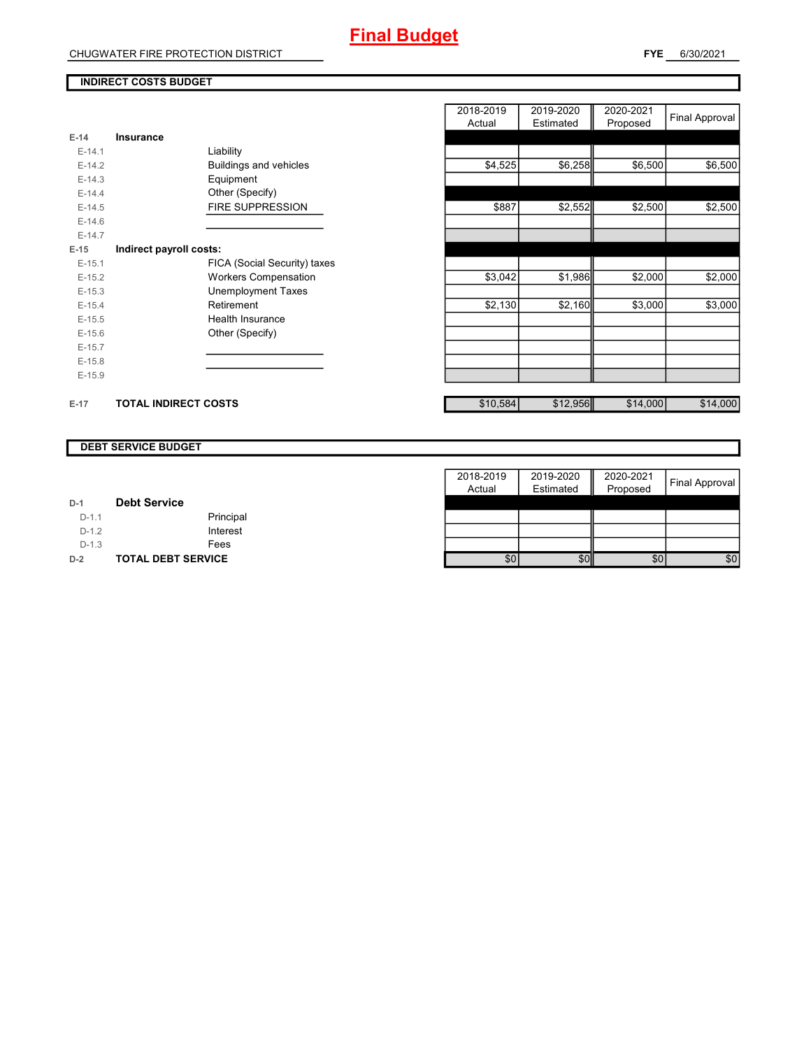# Final Budget

CHUGWATER FIRE PROTECTION DISTRICT

**FYE** 6/30/2021

## INDIRECT COSTS BUDGET

| | | | 2018-2019 Actual | 2019-2020 Estimated | 2020-2021 Proposed | Final Approval |
|---|---|---|---|---|---|---|
| **E-14** | **Insurance** | | | | | |
| E-14.1 | | Liability | | | | |
| E-14.2 | | Buildings and vehicles | $4,525 | $6,258 | $6,500 | $6,500 |
| E-14.3 | | Equipment | | | | |
| E-14.4 | | Other (Specify) | | | | |
| E-14.5 | | FIRE SUPPRESSION | $887 | $2,552 | $2,500 | $2,500 |
| E-14.6 | | | | | | |
| E-14.7 | | | | | | |
| **E-15** | **Indirect payroll costs:** | | | | | |
| E-15.1 | | FICA (Social Security) taxes | | | | |
| E-15.2 | | Workers Compensation | $3,042 | $1,986 | $2,000 | $2,000 |
| E-15.3 | | Unemployment Taxes | | | | |
| E-15.4 | | Retirement | $2,130 | $2,160 | $3,000 | $3,000 |
| E-15.5 | | Health Insurance | | | | |
| E-15.6 | | Other (Specify) | | | | |
| E-15.7 | | | | | | |
| E-15.8 | | | | | | |
| E-15.9 | | | | | | |
| **E-17** | **TOTAL INDIRECT COSTS** | | $10,584 | $12,956 | $14,000 | $14,000 |

## DEBT SERVICE BUDGET

| | | | 2018-2019 Actual | 2019-2020 Estimated | 2020-2021 Proposed | Final Approval |
|---|---|---|---|---|---|---|
| **D-1** | **Debt Service** | | | | | |
| D-1.1 | | Principal | | | | |
| D-1.2 | | Interest | | | | |
| D-1.3 | | Fees | | | | |
| **D-2** | **TOTAL DEBT SERVICE** | | $0 | $0 | $0 | $0 |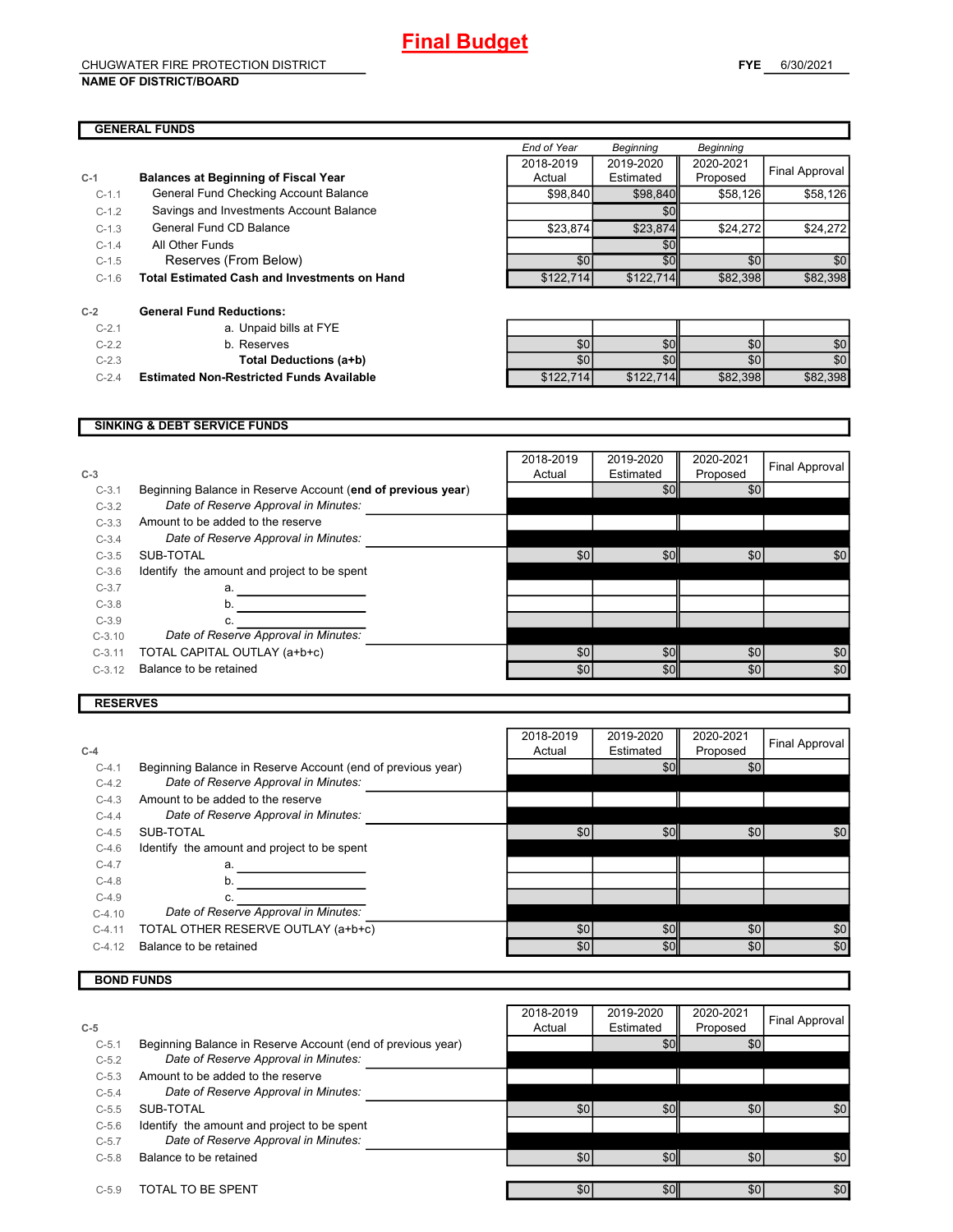# Final Budget

CHUGWATER FIRE PROTECTION DISTRICT

**NAME OF DISTRICT/BOARD**

**FYE** 6/30/2021

## GENERAL FUNDS

| | | *End of Year* 2018-2019 Actual | *Beginning* 2019-2020 Estimated | *Beginning* 2020-2021 Proposed | Final Approval |
|---|---|---|---|---|---|
| **C-1** | **Balances at Beginning of Fiscal Year** | | | | |
| C-1.1 | General Fund Checking Account Balance | $98,840 | $98,840 | $58,126 | $58,126 |
| C-1.2 | Savings and Investments Account Balance | | $0 | | |
| C-1.3 | General Fund CD Balance | $23,874 | $23,874 | $24,272 | $24,272 |
| C-1.4 | All Other Funds | | $0 | | |
| C-1.5 | Reserves (From Below) | $0 | $0 | $0 | $0 |
| C-1.6 | **Total Estimated Cash and Investments on Hand** | $122,714 | $122,714 | $82,398 | $82,398 |
| **C-2** | **General Fund Reductions:** | | | | |
| C-2.1 | a. Unpaid bills at FYE | | | | |
| C-2.2 | b. Reserves | $0 | $0 | $0 | $0 |
| C-2.3 | **Total Deductions (a+b)** | $0 | $0 | $0 | $0 |
| C-2.4 | **Estimated Non-Restricted Funds Available** | $122,714 | $122,714 | $82,398 | $82,398 |

## SINKING & DEBT SERVICE FUNDS

| **C-3** | | 2018-2019 Actual | 2019-2020 Estimated | 2020-2021 Proposed | Final Approval |
|---|---|---|---|---|---|
| C-3.1 | Beginning Balance in Reserve Account (**end of previous year**) | | $0 | $0 | |
| C-3.2 | *Date of Reserve Approval in Minutes:* | | | | |
| C-3.3 | Amount to be added to the reserve | | | | |
| C-3.4 | *Date of Reserve Approval in Minutes:* | | | | |
| C-3.5 | SUB-TOTAL | $0 | $0 | $0 | $0 |
| C-3.6 | Identify the amount and project to be spent | | | | |
| C-3.7 | a. | | | | |
| C-3.8 | b. | | | | |
| C-3.9 | c. | | | | |
| C-3.10 | *Date of Reserve Approval in Minutes:* | | | | |
| C-3.11 | TOTAL CAPITAL OUTLAY (a+b+c) | $0 | $0 | $0 | $0 |
| C-3.12 | Balance to be retained | $0 | $0 | $0 | $0 |

## RESERVES

| **C-4** | | 2018-2019 Actual | 2019-2020 Estimated | 2020-2021 Proposed | Final Approval |
|---|---|---|---|---|---|
| C-4.1 | Beginning Balance in Reserve Account (end of previous year) | | $0 | $0 | |
| C-4.2 | *Date of Reserve Approval in Minutes:* | | | | |
| C-4.3 | Amount to be added to the reserve | | | | |
| C-4.4 | *Date of Reserve Approval in Minutes:* | | | | |
| C-4.5 | SUB-TOTAL | $0 | $0 | $0 | $0 |
| C-4.6 | Identify the amount and project to be spent | | | | |
| C-4.7 | a. | | | | |
| C-4.8 | b. | | | | |
| C-4.9 | c. | | | | |
| C-4.10 | *Date of Reserve Approval in Minutes:* | | | | |
| C-4.11 | TOTAL OTHER RESERVE OUTLAY (a+b+c) | $0 | $0 | $0 | $0 |
| C-4.12 | Balance to be retained | $0 | $0 | $0 | $0 |

## BOND FUNDS

| **C-5** | | 2018-2019 Actual | 2019-2020 Estimated | 2020-2021 Proposed | Final Approval |
|---|---|---|---|---|---|
| C-5.1 | Beginning Balance in Reserve Account (end of previous year) | | $0 | $0 | |
| C-5.2 | *Date of Reserve Approval in Minutes:* | | | | |
| C-5.3 | Amount to be added to the reserve | | | | |
| C-5.4 | *Date of Reserve Approval in Minutes:* | | | | |
| C-5.5 | SUB-TOTAL | $0 | $0 | $0 | $0 |
| C-5.6 | Identify the amount and project to be spent | | | | |
| C-5.7 | *Date of Reserve Approval in Minutes:* | | | | |
| C-5.8 | Balance to be retained | $0 | $0 | $0 | $0 |
| C-5.9 | TOTAL TO BE SPENT | $0 | $0 | $0 | $0 |